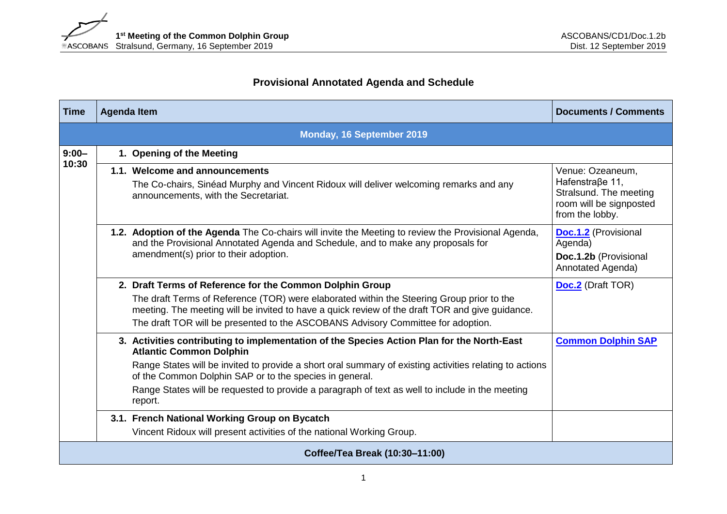**1st Meeting of the Common Dolphin Group**
Stralsund, Germany, 16 September 2019

ASCOBANS/CD1/Doc.1.2b
Dist. 12 September 2019

# Provisional Annotated Agenda and Schedule

| Time | Agenda Item | Documents / Comments |
|---|---|---|
| **Monday, 16 September 2019** | | |
| 9:00–10:30 | **1. Opening of the Meeting** | |
| | **1.1. Welcome and announcements** The Co-chairs, Sinéad Murphy and Vincent Ridoux will deliver welcoming remarks and any announcements, with the Secretariat. | Venue: Ozeaneum, Hafenstraβe 11, Stralsund. The meeting room will be signposted from the lobby. |
| | **1.2. Adoption of the Agenda** The Co-chairs will invite the Meeting to review the Provisional Agenda, and the Provisional Annotated Agenda and Schedule, and to make any proposals for amendment(s) prior to their adoption. | **Doc.1.2** (Provisional Agenda) **Doc.1.2b** (Provisional Annotated Agenda) |
| | **2. Draft Terms of Reference for the Common Dolphin Group** The draft Terms of Reference (TOR) were elaborated within the Steering Group prior to the meeting. The meeting will be invited to have a quick review of the draft TOR and give guidance. The draft TOR will be presented to the ASCOBANS Advisory Committee for adoption. | **Doc.2** (Draft TOR) |
| | **3. Activities contributing to implementation of the Species Action Plan for the North-East Atlantic Common Dolphin** Range States will be invited to provide a short oral summary of existing activities relating to actions of the Common Dolphin SAP or to the species in general. Range States will be requested to provide a paragraph of text as well to include in the meeting report. | **Common Dolphin SAP** |
| | **3.1. French National Working Group on Bycatch** Vincent Ridoux will present activities of the national Working Group. | |
| **Coffee/Tea Break (10:30–11:00)** | | |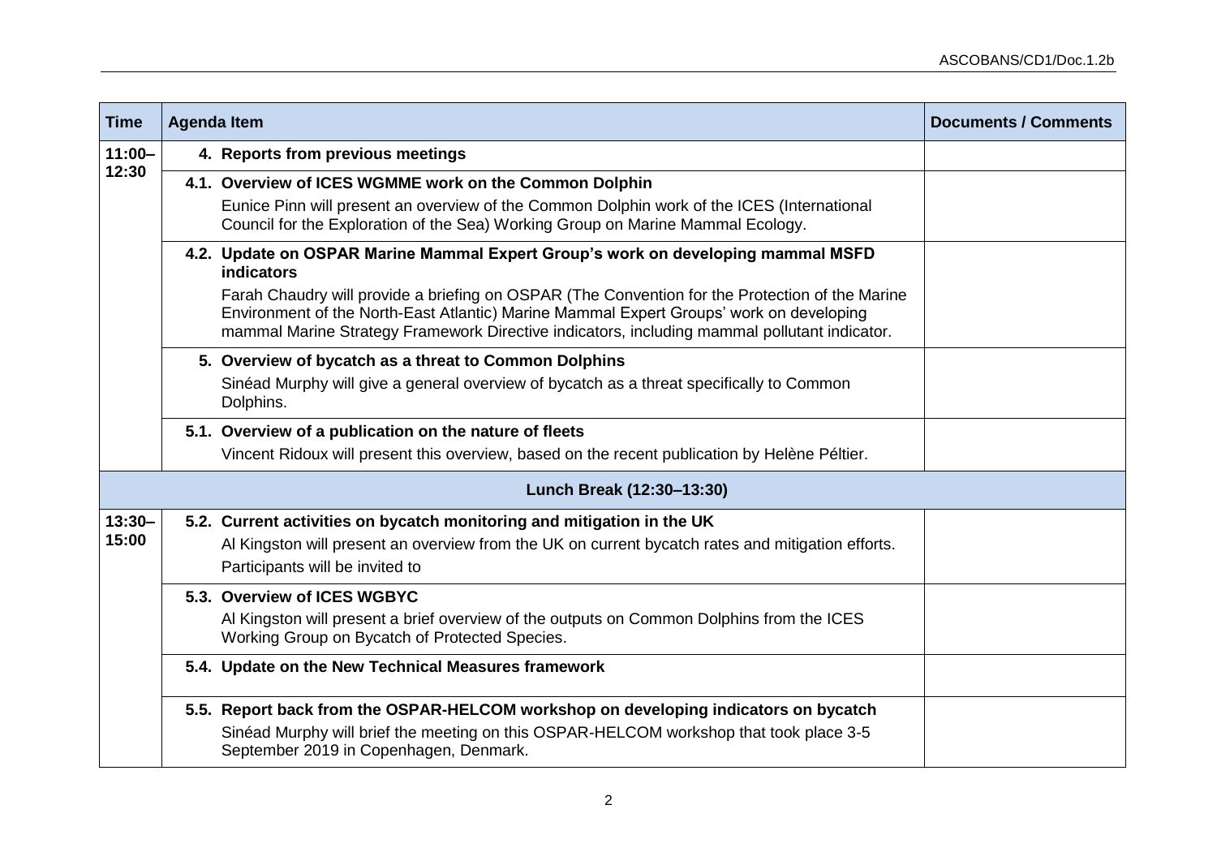| Time | Agenda Item | Documents / Comments |
|---|---|---|
| 11:00–12:30 | **4. Reports from previous meetings** | |
| | **4.1. Overview of ICES WGMME work on the Common Dolphin**<br>Eunice Pinn will present an overview of the Common Dolphin work of the ICES (International Council for the Exploration of the Sea) Working Group on Marine Mammal Ecology. | |
| | **4.2. Update on OSPAR Marine Mammal Expert Group's work on developing mammal MSFD indicators**<br>Farah Chaudry will provide a briefing on OSPAR (The Convention for the Protection of the Marine Environment of the North-East Atlantic) Marine Mammal Expert Groups' work on developing mammal Marine Strategy Framework Directive indicators, including mammal pollutant indicator. | |
| | **5. Overview of bycatch as a threat to Common Dolphins**<br>Sinéad Murphy will give a general overview of bycatch as a threat specifically to Common Dolphins. | |
| | **5.1. Overview of a publication on the nature of fleets**<br>Vincent Ridoux will present this overview, based on the recent publication by Helène Péltier. | |
| | **Lunch Break (12:30–13:30)** | |
| 13:30–15:00 | **5.2. Current activities on bycatch monitoring and mitigation in the UK**<br>Al Kingston will present an overview from the UK on current bycatch rates and mitigation efforts.<br>Participants will be invited to | |
| | **5.3. Overview of ICES WGBYC**<br>Al Kingston will present a brief overview of the outputs on Common Dolphins from the ICES Working Group on Bycatch of Protected Species. | |
| | **5.4. Update on the New Technical Measures framework** | |
| | **5.5. Report back from the OSPAR-HELCOM workshop on developing indicators on bycatch**<br>Sinéad Murphy will brief the meeting on this OSPAR-HELCOM workshop that took place 3-5 September 2019 in Copenhagen, Denmark. | |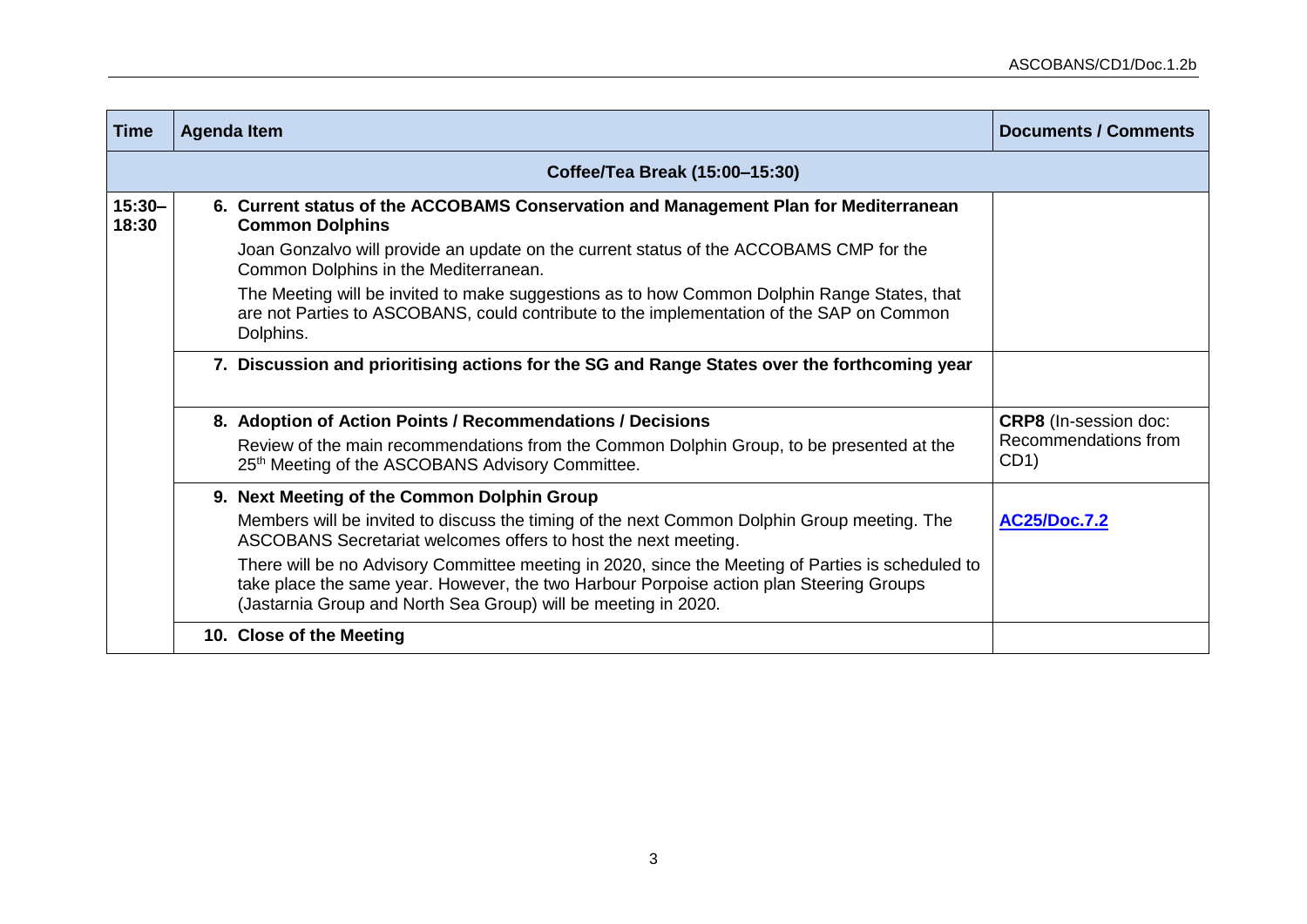| Time | Agenda Item | Documents / Comments |
|---|---|---|
| Coffee/Tea Break (15:00–15:30) | | |
| 15:30–18:30 | **6. Current status of the ACCOBAMS Conservation and Management Plan for Mediterranean Common Dolphins**<br>Joan Gonzalvo will provide an update on the current status of the ACCOBAMS CMP for the Common Dolphins in the Mediterranean.<br>The Meeting will be invited to make suggestions as to how Common Dolphin Range States, that are not Parties to ASCOBANS, could contribute to the implementation of the SAP on Common Dolphins. | |
| | **7. Discussion and prioritising actions for the SG and Range States over the forthcoming year** | |
| | **8. Adoption of Action Points / Recommendations / Decisions**<br>Review of the main recommendations from the Common Dolphin Group, to be presented at the 25th Meeting of the ASCOBANS Advisory Committee. | **CRP8** (In-session doc: Recommendations from CD1) |
| | **9. Next Meeting of the Common Dolphin Group**<br>Members will be invited to discuss the timing of the next Common Dolphin Group meeting. The ASCOBANS Secretariat welcomes offers to host the next meeting.<br>There will be no Advisory Committee meeting in 2020, since the Meeting of Parties is scheduled to take place the same year. However, the two Harbour Porpoise action plan Steering Groups (Jastarnia Group and North Sea Group) will be meeting in 2020. | **AC25/Doc.7.2** |
| | **10. Close of the Meeting** | |